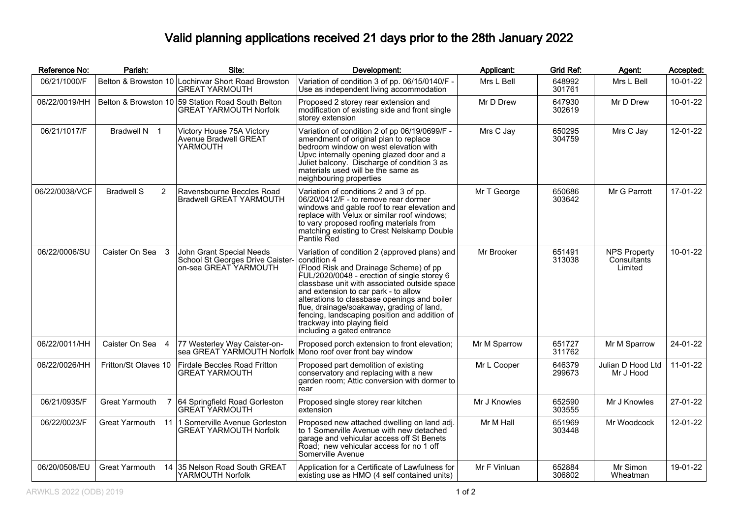# Valid planning applications received 21 days prior to the 28th January 2022

| Reference No: | Parish: | Site: | Development: | Applicant: | Grid Ref: | Agent: | Accepted: |
|---|---|---|---|---|---|---|---|
| 06/21/1000/F | Belton & Browston 10 | Lochinvar Short Road Browston GREAT YARMOUTH | Variation of condition 3 of pp. 06/15/0140/F - Use as independent living accommodation | Mrs L Bell | 648992 301761 | Mrs L Bell | 10-01-22 |
| 06/22/0019/HH | Belton & Browston 10 | 59 Station Road South Belton GREAT YARMOUTH Norfolk | Proposed 2 storey rear extension and modification of existing side and front single storey extension | Mr D Drew | 647930 302619 | Mr D Drew | 10-01-22 |
| 06/21/1017/F | Bradwell N 1 | Victory House 75A Victory Avenue Bradwell GREAT YARMOUTH | Variation of condition 2 of pp 06/19/0699/F - amendment of original plan to replace bedroom window on west elevation with Upvc internally opening glazed door and a Juliet balcony. Discharge of condition 3 as materials used will be the same as neighbouring properties | Mrs C Jay | 650295 304759 | Mrs C Jay | 12-01-22 |
| 06/22/0038/VCF | Bradwell S 2 | Ravensbourne Beccles Road Bradwell GREAT YARMOUTH | Variation of conditions 2 and 3 of pp. 06/20/0412/F - to remove rear dormer windows and gable roof to rear elevation and replace with Velux or similar roof windows; to vary proposed roofing materials from matching existing to Crest Nelskamp Double Pantile Red | Mr T George | 650686 303642 | Mr G Parrott | 17-01-22 |
| 06/22/0006/SU | Caister On Sea 3 | John Grant Special Needs School St Georges Drive Caister-on-sea GREAT YARMOUTH | Variation of condition 2 (approved plans) and condition 4 (Flood Risk and Drainage Scheme) of pp FUL/2020/0048 - erection of single storey 6 classbase unit with associated outside space and extension to car park - to allow alterations to classbase openings and boiler flue, drainage/soakaway, grading of land, fencing, landscaping position and addition of trackway into playing field including a gated entrance | Mr Brooker | 651491 313038 | NPS Property Consultants Limited | 10-01-22 |
| 06/22/0011/HH | Caister On Sea 4 | 77 Westerley Way Caister-on-sea GREAT YARMOUTH Norfolk | Proposed porch extension to front elevation; Mono roof over front bay window | Mr M Sparrow | 651727 311762 | Mr M Sparrow | 24-01-22 |
| 06/22/0026/HH | Fritton/St Olaves 10 | Firdale Beccles Road Fritton GREAT YARMOUTH | Proposed part demolition of existing conservatory and replacing with a new garden room; Attic conversion with dormer to rear | Mr L Cooper | 646379 299673 | Julian D Hood Ltd Mr J Hood | 11-01-22 |
| 06/21/0935/F | Great Yarmouth 7 | 64 Springfield Road Gorleston GREAT YARMOUTH | Proposed single storey rear kitchen extension | Mr J Knowles | 652590 303555 | Mr J Knowles | 27-01-22 |
| 06/22/0023/F | Great Yarmouth 11 | 1 Somerville Avenue Gorleston GREAT YARMOUTH Norfolk | Proposed new attached dwelling on land adj. to 1 Somerville Avenue with new detached garage and vehicular access off St Benets Road; new vehicular access for no 1 off Somerville Avenue | Mr M Hall | 651969 303448 | Mr Woodcock | 12-01-22 |
| 06/20/0508/EU | Great Yarmouth 14 | 35 Nelson Road South GREAT YARMOUTH Norfolk | Application for a Certificate of Lawfulness for existing use as HMO (4 self contained units) | Mr F Vinluan | 652884 306802 | Mr Simon Wheatman | 19-01-22 |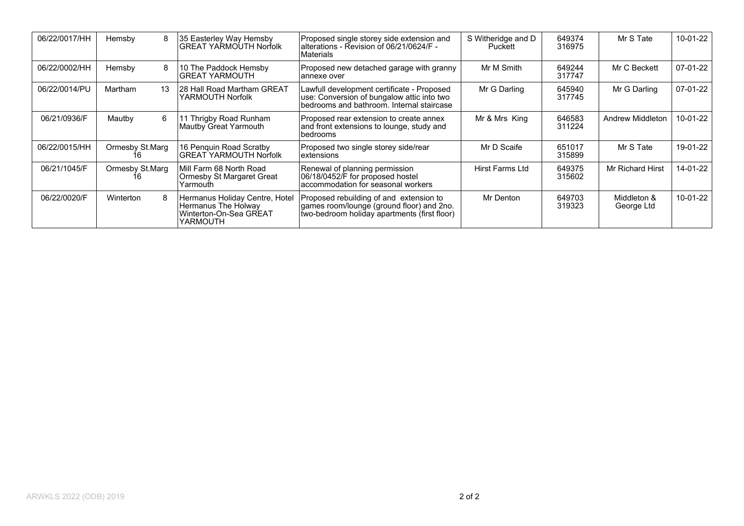| | | | | | | | | |
|---|---|---|---|---|---|---|---|---|
| 06/22/0017/HH | Hemsby | 8 | 35 Easterley Way Hemsby GREAT YARMOUTH Norfolk | Proposed single storey side extension and alterations - Revision of 06/21/0624/F - Materials | S Witheridge and D Puckett | 649374 316975 | Mr S Tate | 10-01-22 |
| 06/22/0002/HH | Hemsby | 8 | 10 The Paddock Hemsby GREAT YARMOUTH | Proposed new detached garage with granny annexe over | Mr M Smith | 649244 317747 | Mr C Beckett | 07-01-22 |
| 06/22/0014/PU | Martham | 13 | 28 Hall Road Martham GREAT YARMOUTH Norfolk | Lawfull development certificate - Proposed use: Conversion of bungalow attic into two bedrooms and bathroom. Internal staircase | Mr G Darling | 645940 317745 | Mr G Darling | 07-01-22 |
| 06/21/0936/F | Mautby | 6 | 11 Thrigby Road Runham Mautby Great Yarmouth | Proposed rear extension to create annex and front extensions to lounge, study and bedrooms | Mr & Mrs King | 646583 311224 | Andrew Middleton | 10-01-22 |
| 06/22/0015/HH | Ormesby St.Marg | 16 | 16 Penquin Road Scratby GREAT YARMOUTH Norfolk | Proposed two single storey side/rear extensions | Mr D Scaife | 651017 315899 | Mr S Tate | 19-01-22 |
| 06/21/1045/F | Ormesby St.Marg | 16 | Mill Farm 68 North Road Ormesby St Margaret Great Yarmouth | Renewal of planning permission 06/18/0452/F for proposed hostel accommodation for seasonal workers | Hirst Farms Ltd | 649375 315602 | Mr Richard Hirst | 14-01-22 |
| 06/22/0020/F | Winterton | 8 | Hermanus Holiday Centre, Hotel Hermanus The Holway Winterton-On-Sea GREAT YARMOUTH | Proposed rebuilding of and extension to games room/lounge (ground floor) and 2no. two-bedroom holiday apartments (first floor) | Mr Denton | 649703 319323 | Middleton & George Ltd | 10-01-22 |

ARWKLS 2022 (ODB) 2019